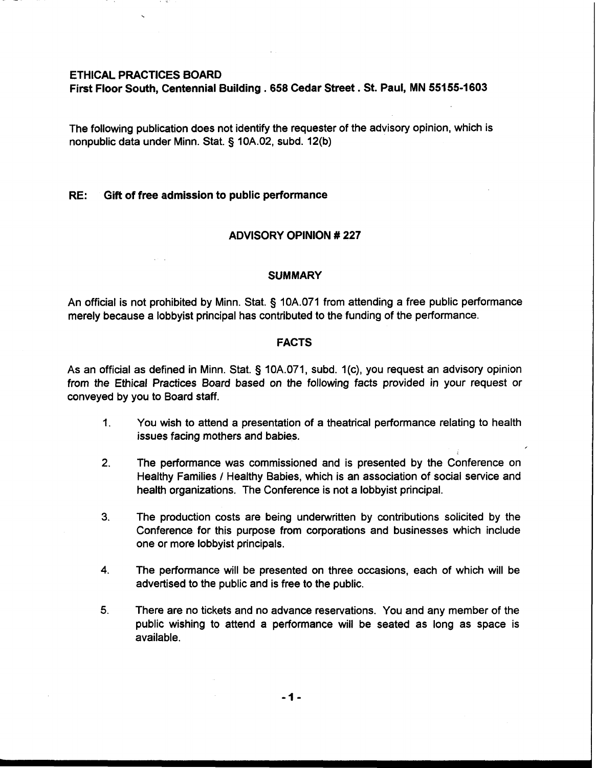**ETHICAL PRACTICES BOARD**
**First Floor South, Centennial Building . 658 Cedar Street . St. Paul, MN 55155-1603**

The following publication does not identify the requester of the advisory opinion, which is nonpublic data under Minn. Stat. § 10A.02, subd. 12(b)

**RE: Gift of free admission to public performance**

## ADVISORY OPINION # 227

### SUMMARY

An official is not prohibited by Minn. Stat. § 10A.071 from attending a free public performance merely because a lobbyist principal has contributed to the funding of the performance.

### FACTS

As an official as defined in Minn. Stat. § 10A.071, subd. 1(c), you request an advisory opinion from the Ethical Practices Board based on the following facts provided in your request or conveyed by you to Board staff.

1. You wish to attend a presentation of a theatrical performance relating to health issues facing mothers and babies.

2. The performance was commissioned and is presented by the Conference on Healthy Families / Healthy Babies, which is an association of social service and health organizations. The Conference is not a lobbyist principal.

3. The production costs are being underwritten by contributions solicited by the Conference for this purpose from corporations and businesses which include one or more lobbyist principals.

4. The performance will be presented on three occasions, each of which will be advertised to the public and is free to the public.

5. There are no tickets and no advance reservations. You and any member of the public wishing to attend a performance will be seated as long as space is available.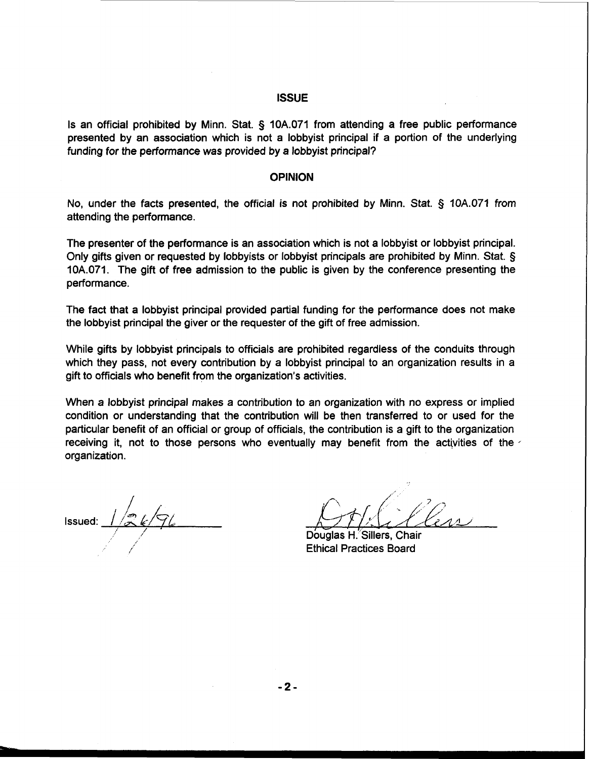## ISSUE

Is an official prohibited by Minn. Stat. § 10A.071 from attending a free public performance presented by an association which is not a lobbyist principal if a portion of the underlying funding for the performance was provided by a lobbyist principal?

## OPINION

No, under the facts presented, the official is not prohibited by Minn. Stat. § 10A.071 from attending the performance.

The presenter of the performance is an association which is not a lobbyist or lobbyist principal. Only gifts given or requested by lobbyists or lobbyist principals are prohibited by Minn. Stat. § 10A.071. The gift of free admission to the public is given by the conference presenting the performance.

The fact that a lobbyist principal provided partial funding for the performance does not make the lobbyist principal the giver or the requester of the gift of free admission.

While gifts by lobbyist principals to officials are prohibited regardless of the conduits through which they pass, not every contribution by a lobbyist principal to an organization results in a gift to officials who benefit from the organization's activities.

When a lobbyist principal makes a contribution to an organization with no express or implied condition or understanding that the contribution will be then transferred to or used for the particular benefit of an official or group of officials, the contribution is a gift to the organization receiving it, not to those persons who eventually may benefit from the activities of the organization.

Issued: 1/26/96

Douglas H. Sillers, Chair
Ethical Practices Board